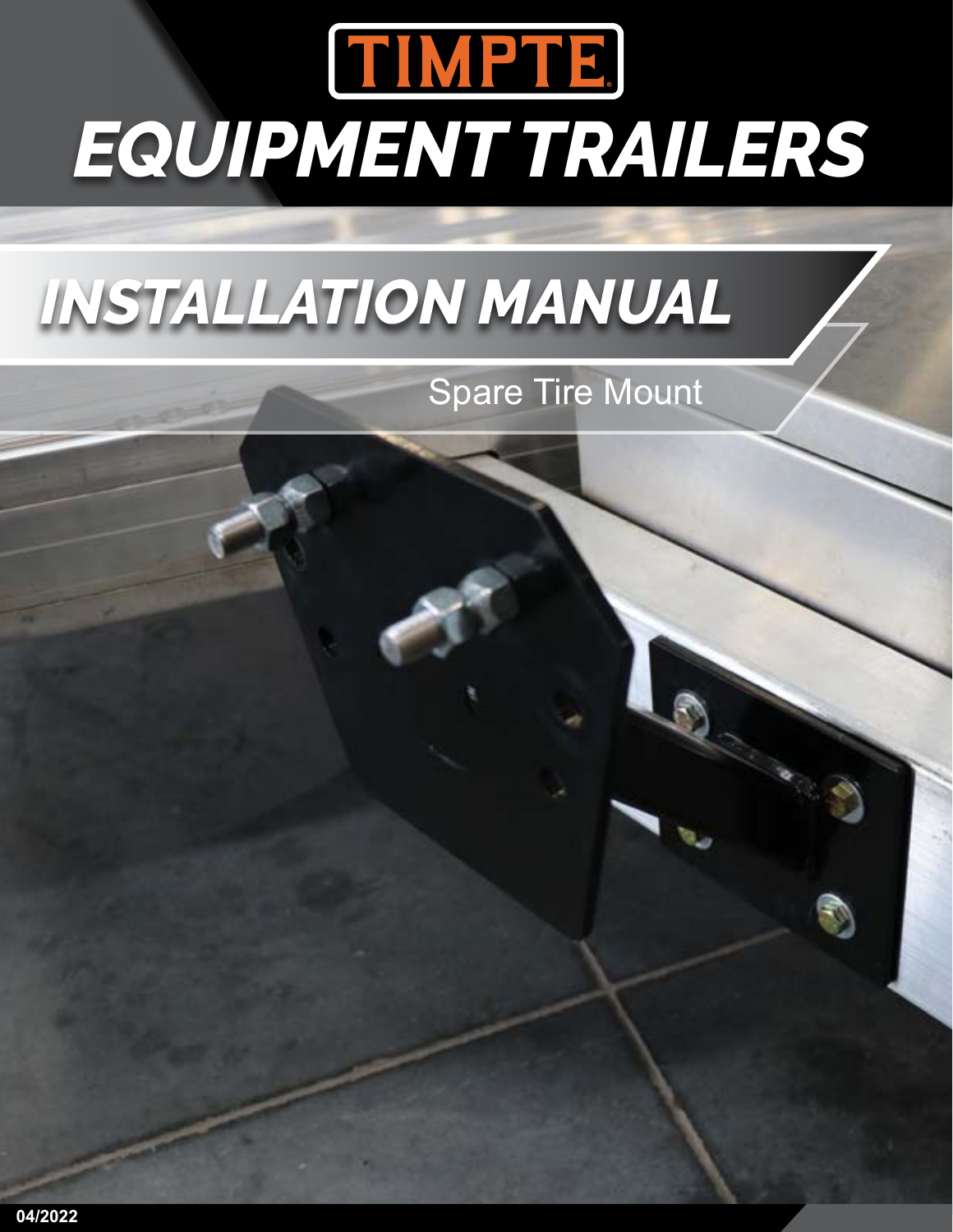# TIMPTE

# EQUIPMENT TRAILERS

## INSTALLATION MANUAL

Spare Tire Mount

04/2022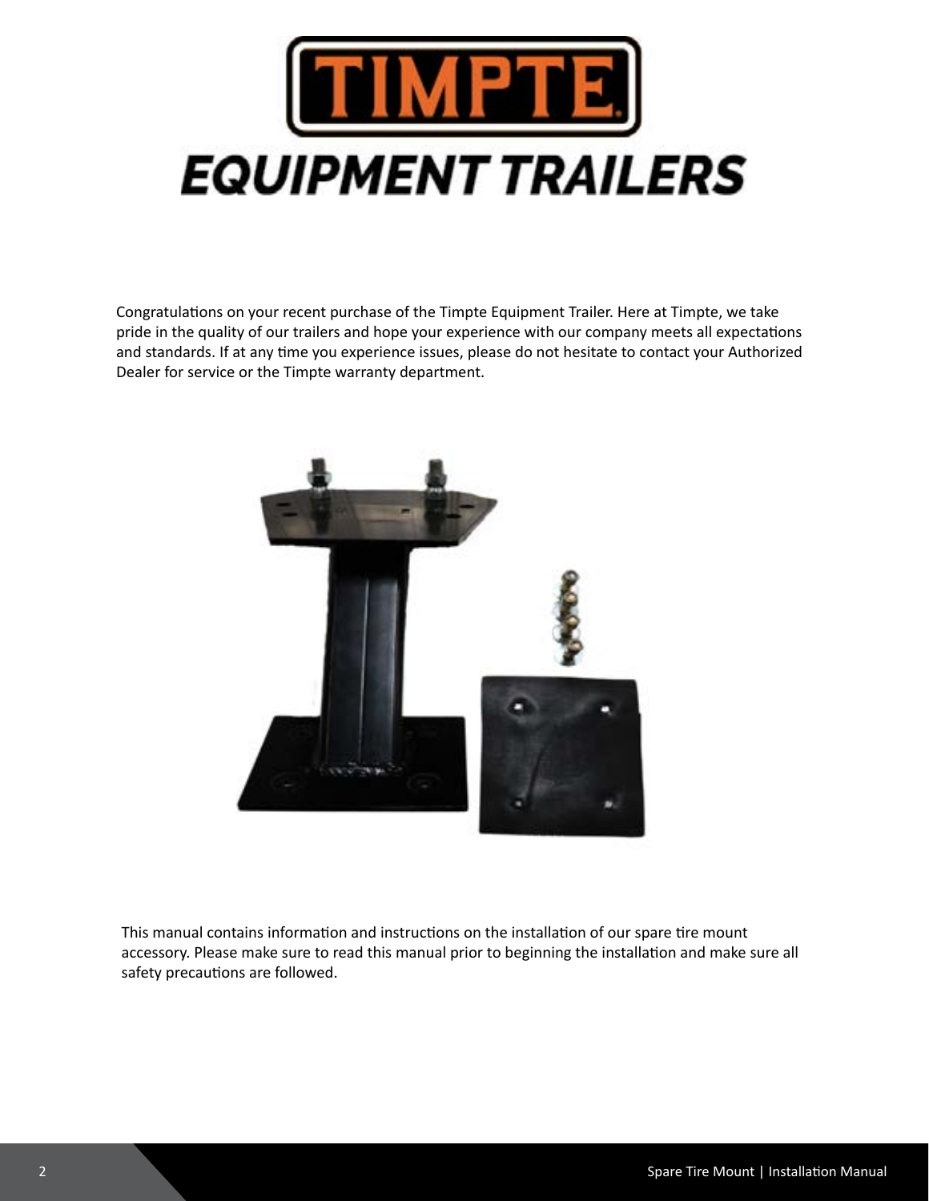# TIMPTE

# EQUIPMENT TRAILERS

Congratulations on your recent purchase of the Timpte Equipment Trailer. Here at Timpte, we take pride in the quality of our trailers and hope your experience with our company meets all expectations and standards. If at any time you experience issues, please do not hesitate to contact your Authorized Dealer for service or the Timpte warranty department.

This manual contains information and instructions on the installation of our spare tire mount accessory. Please make sure to read this manual prior to beginning the installation and make sure all safety precautions are followed.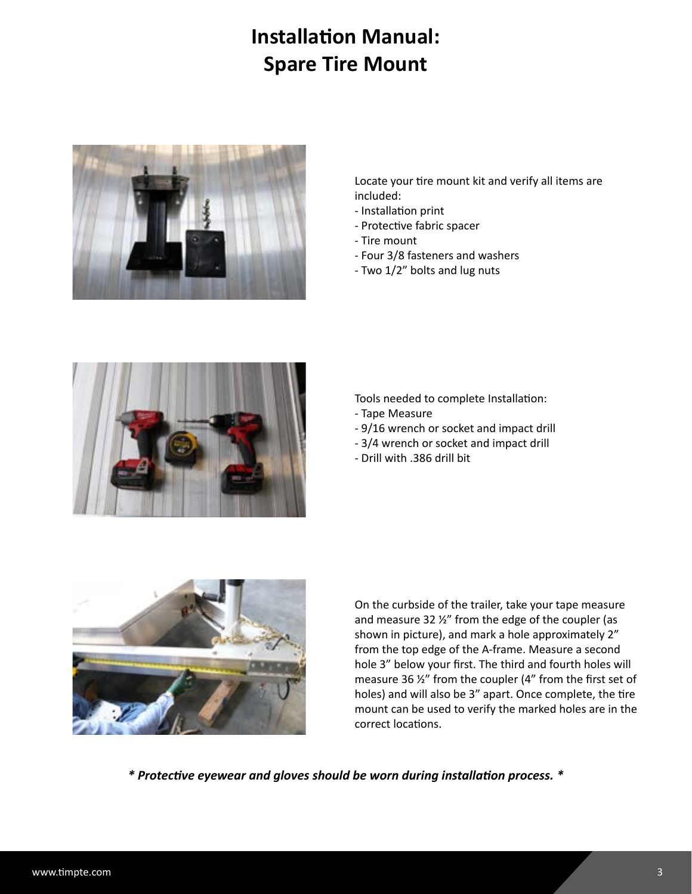# Installation Manual:
# Spare Tire Mount

Locate your tire mount kit and verify all items are included:

- Installation print
- Protective fabric spacer
- Tire mount
- Four 3/8 fasteners and washers
- Two 1/2" bolts and lug nuts

Tools needed to complete Installation:

- Tape Measure
- 9/16 wrench or socket and impact drill
- 3/4 wrench or socket and impact drill
- Drill with .386 drill bit

On the curbside of the trailer, take your tape measure and measure 32 ½" from the edge of the coupler (as shown in picture), and mark a hole approximately 2" from the top edge of the A-frame. Measure a second hole 3" below your first. The third and fourth holes will measure 36 ½" from the coupler (4" from the first set of holes) and will also be 3" apart. Once complete, the tire mount can be used to verify the marked holes are in the correct locations.

***\* Protective eyewear and gloves should be worn during installation process. \****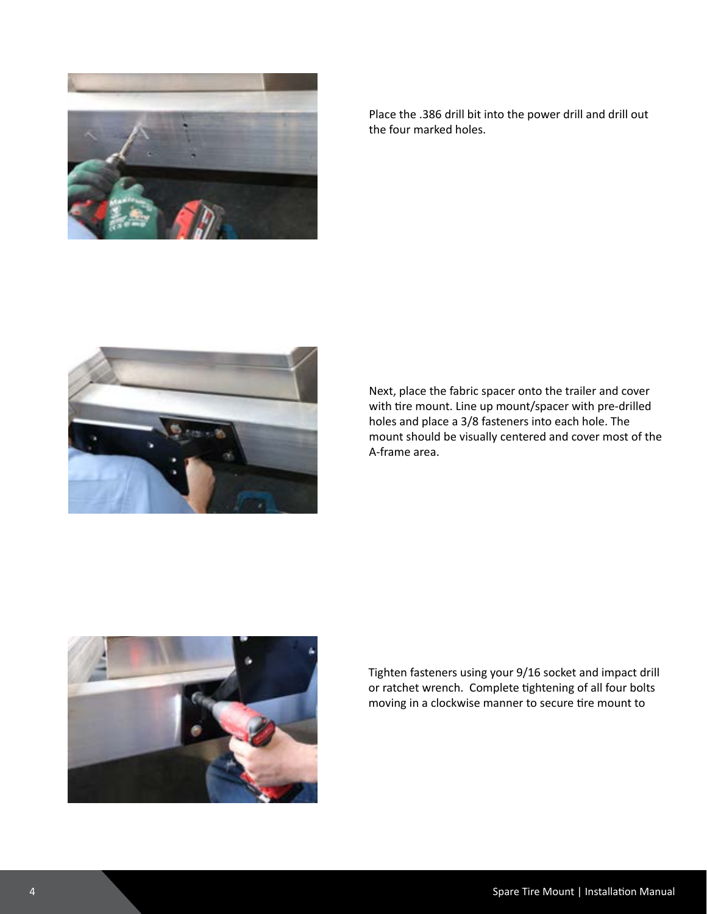Place the .386 drill bit into the power drill and drill out the four marked holes.

Next, place the fabric spacer onto the trailer and cover with tire mount. Line up mount/spacer with pre-drilled holes and place a 3/8 fasteners into each hole. The mount should be visually centered and cover most of the A-frame area.

Tighten fasteners using your 9/16 socket and impact drill or ratchet wrench. Complete tightening of all four bolts moving in a clockwise manner to secure tire mount to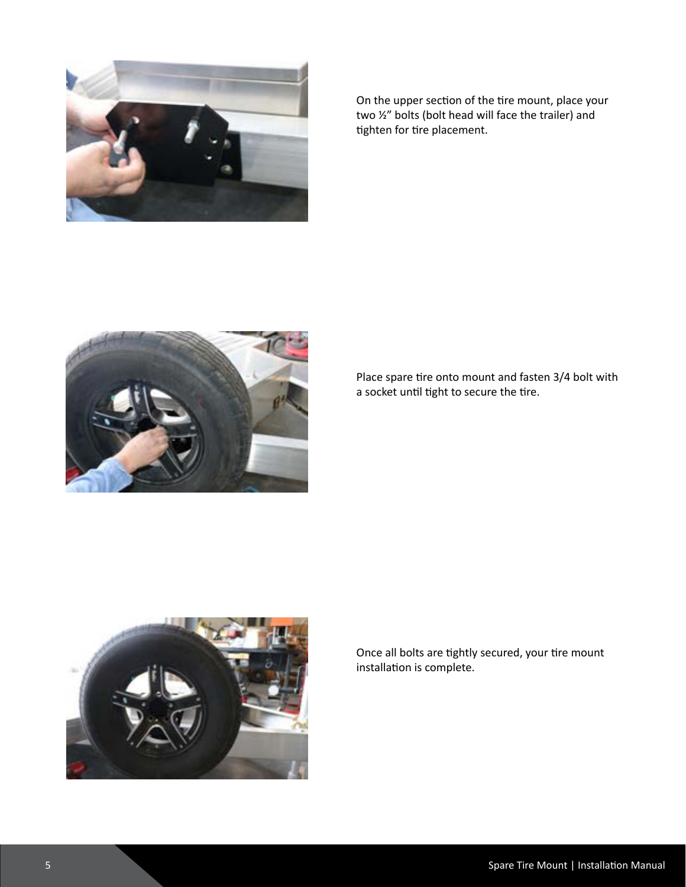On the upper section of the tire mount, place your two ½" bolts (bolt head will face the trailer) and tighten for tire placement.

Place spare tire onto mount and fasten 3/4 bolt with a socket until tight to secure the tire.

Once all bolts are tightly secured, your tire mount installation is complete.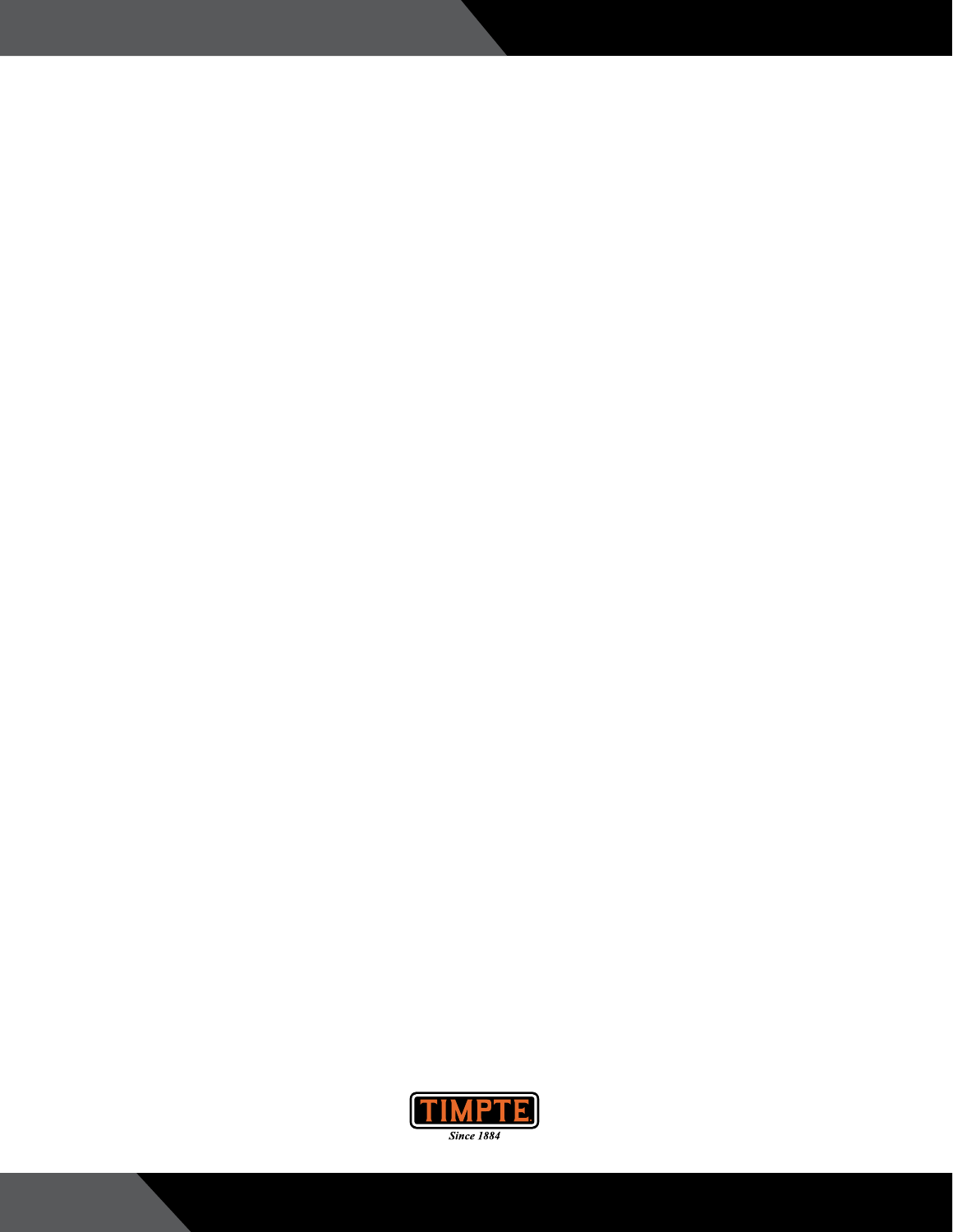TIMPTE

*Since 1884*